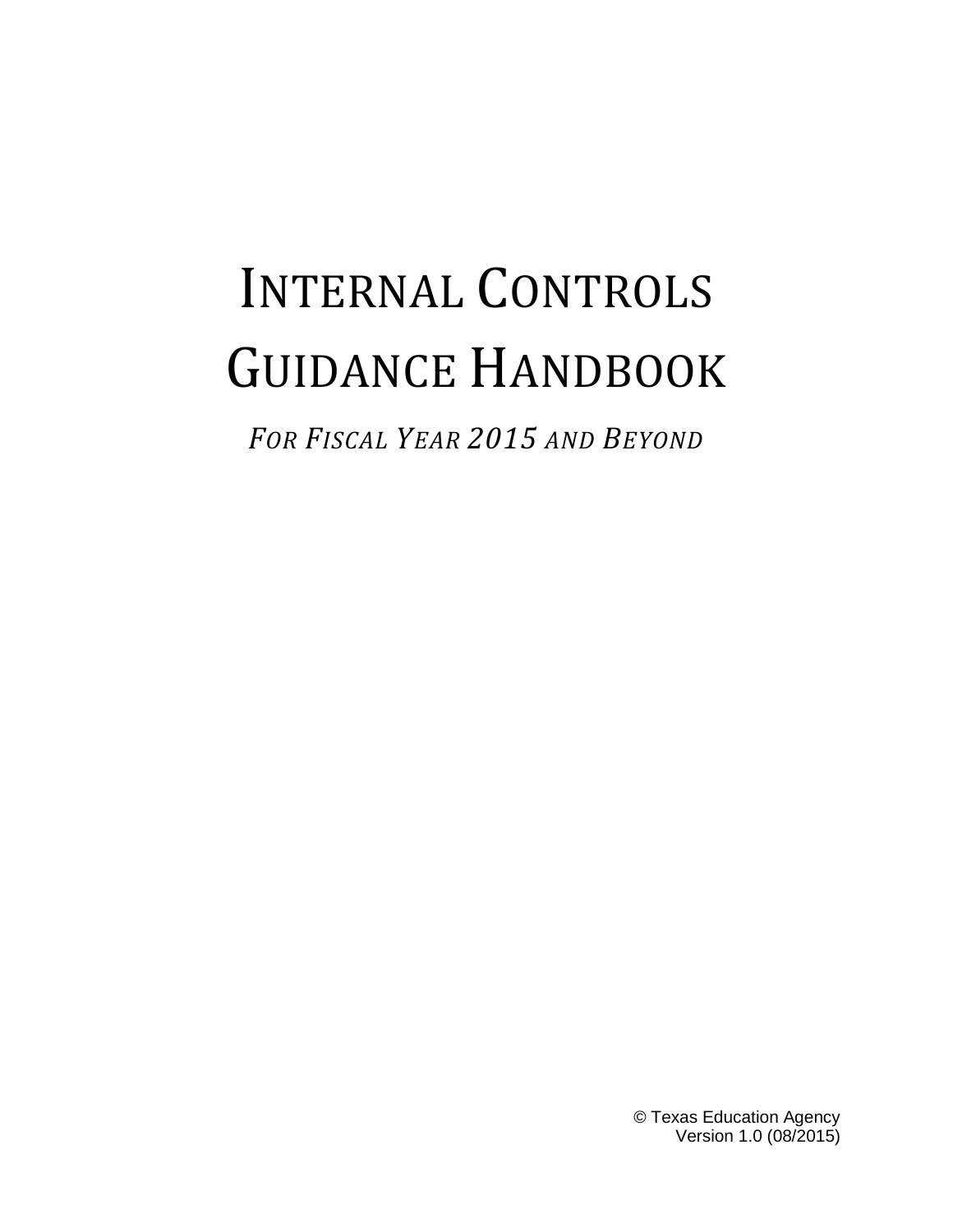# Internal Controls Guidance Handbook

*For Fiscal Year 2015 and Beyond*

© Texas Education Agency
Version 1.0 (08/2015)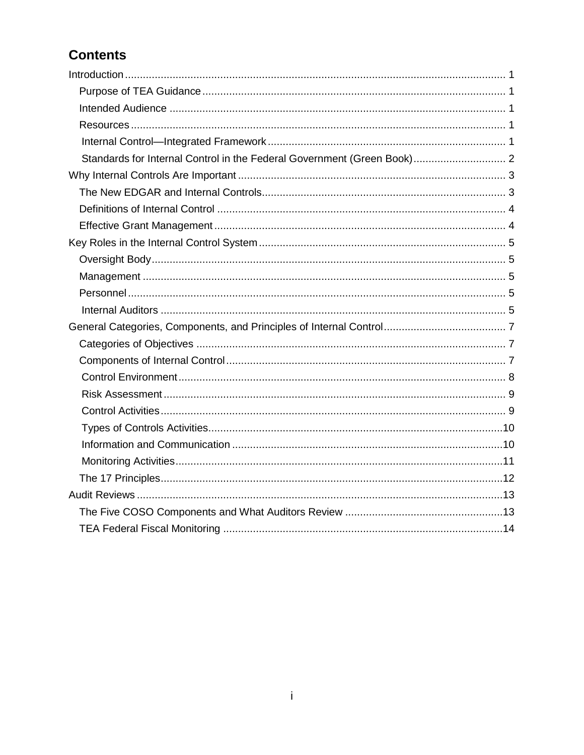## Contents

Introduction ........................................................................................................................ 1

- Purpose of TEA Guidance ................................................................................................ 1
- Intended Audience ........................................................................................................... 1
- Resources ........................................................................................................................ 1
  - Internal Control—Integrated Framework ........................................................................ 1
  - Standards for Internal Control in the Federal Government (Green Book) ...................... 2

Why Internal Controls Are Important ..................................................................................... 3

- The New EDGAR and Internal Controls ............................................................................ 3
- Definitions of Internal Control ........................................................................................... 4
- Effective Grant Management ............................................................................................ 4

Key Roles in the Internal Control System ............................................................................... 5

- Oversight Body ................................................................................................................. 5
- Management .................................................................................................................... 5
- Personnel ......................................................................................................................... 5
  - Internal Auditors ............................................................................................................ 5

General Categories, Components, and Principles of Internal Control ..................................... 7

- Categories of Objectives ................................................................................................... 7
- Components of Internal Control ........................................................................................ 7
  - Control Environment ...................................................................................................... 8
  - Risk Assessment ........................................................................................................... 9
  - Control Activities ............................................................................................................ 9
  - Types of Controls Activities .......................................................................................... 10
  - Information and Communication .................................................................................. 10
  - Monitoring Activities ..................................................................................................... 11
- The 17 Principles ............................................................................................................ 12

Audit Reviews ...................................................................................................................... 13

- The Five COSO Components and What Auditors Review ................................................ 13
- TEA Federal Fiscal Monitoring ......................................................................................... 14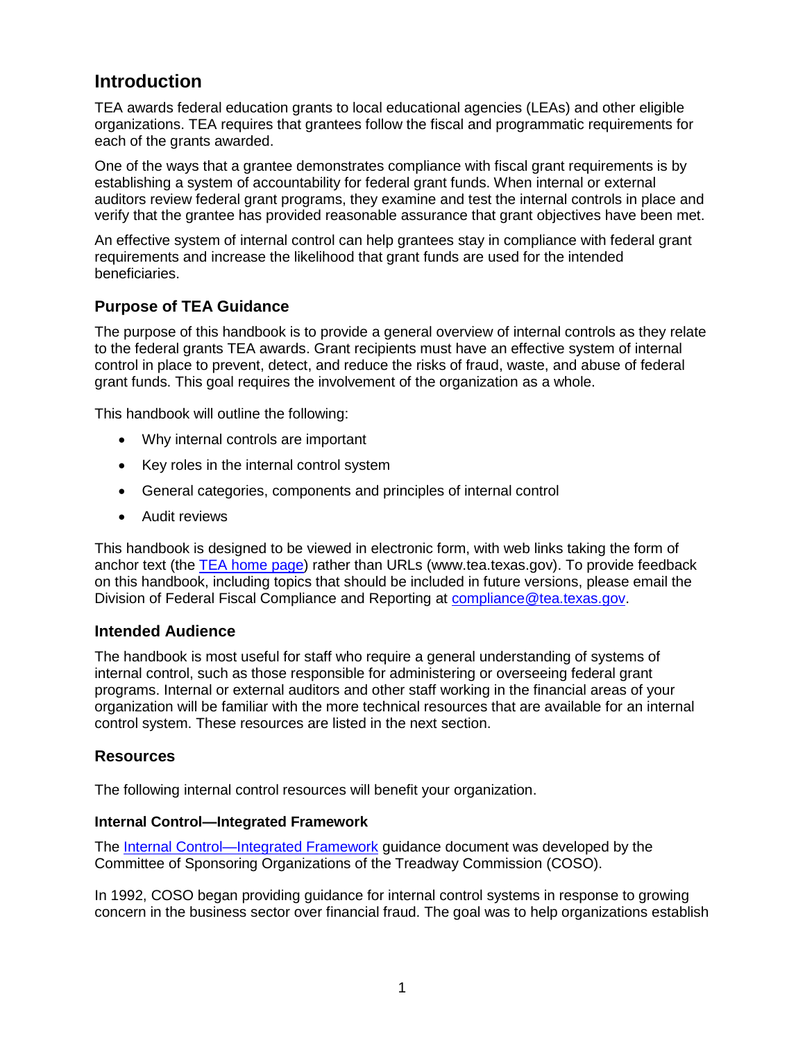# Introduction

TEA awards federal education grants to local educational agencies (LEAs) and other eligible organizations. TEA requires that grantees follow the fiscal and programmatic requirements for each of the grants awarded.

One of the ways that a grantee demonstrates compliance with fiscal grant requirements is by establishing a system of accountability for federal grant funds. When internal or external auditors review federal grant programs, they examine and test the internal controls in place and verify that the grantee has provided reasonable assurance that grant objectives have been met.

An effective system of internal control can help grantees stay in compliance with federal grant requirements and increase the likelihood that grant funds are used for the intended beneficiaries.

## Purpose of TEA Guidance

The purpose of this handbook is to provide a general overview of internal controls as they relate to the federal grants TEA awards. Grant recipients must have an effective system of internal control in place to prevent, detect, and reduce the risks of fraud, waste, and abuse of federal grant funds. This goal requires the involvement of the organization as a whole.

This handbook will outline the following:

- Why internal controls are important
- Key roles in the internal control system
- General categories, components and principles of internal control
- Audit reviews

This handbook is designed to be viewed in electronic form, with web links taking the form of anchor text (the TEA home page) rather than URLs (www.tea.texas.gov). To provide feedback on this handbook, including topics that should be included in future versions, please email the Division of Federal Fiscal Compliance and Reporting at compliance@tea.texas.gov.

## Intended Audience

The handbook is most useful for staff who require a general understanding of systems of internal control, such as those responsible for administering or overseeing federal grant programs. Internal or external auditors and other staff working in the financial areas of your organization will be familiar with the more technical resources that are available for an internal control system. These resources are listed in the next section.

## Resources

The following internal control resources will benefit your organization.

### Internal Control—Integrated Framework

The Internal Control—Integrated Framework guidance document was developed by the Committee of Sponsoring Organizations of the Treadway Commission (COSO).

In 1992, COSO began providing guidance for internal control systems in response to growing concern in the business sector over financial fraud. The goal was to help organizations establish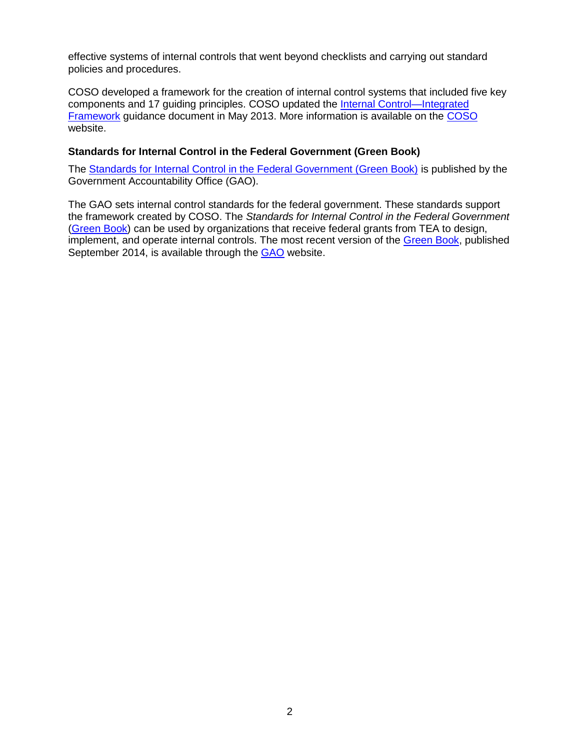effective systems of internal controls that went beyond checklists and carrying out standard policies and procedures.

COSO developed a framework for the creation of internal control systems that included five key components and 17 guiding principles. COSO updated the Internal Control—Integrated Framework guidance document in May 2013. More information is available on the COSO website.

### Standards for Internal Control in the Federal Government (Green Book)

The Standards for Internal Control in the Federal Government (Green Book) is published by the Government Accountability Office (GAO).

The GAO sets internal control standards for the federal government. These standards support the framework created by COSO. The *Standards for Internal Control in the Federal Government* (Green Book) can be used by organizations that receive federal grants from TEA to design, implement, and operate internal controls. The most recent version of the Green Book, published September 2014, is available through the GAO website.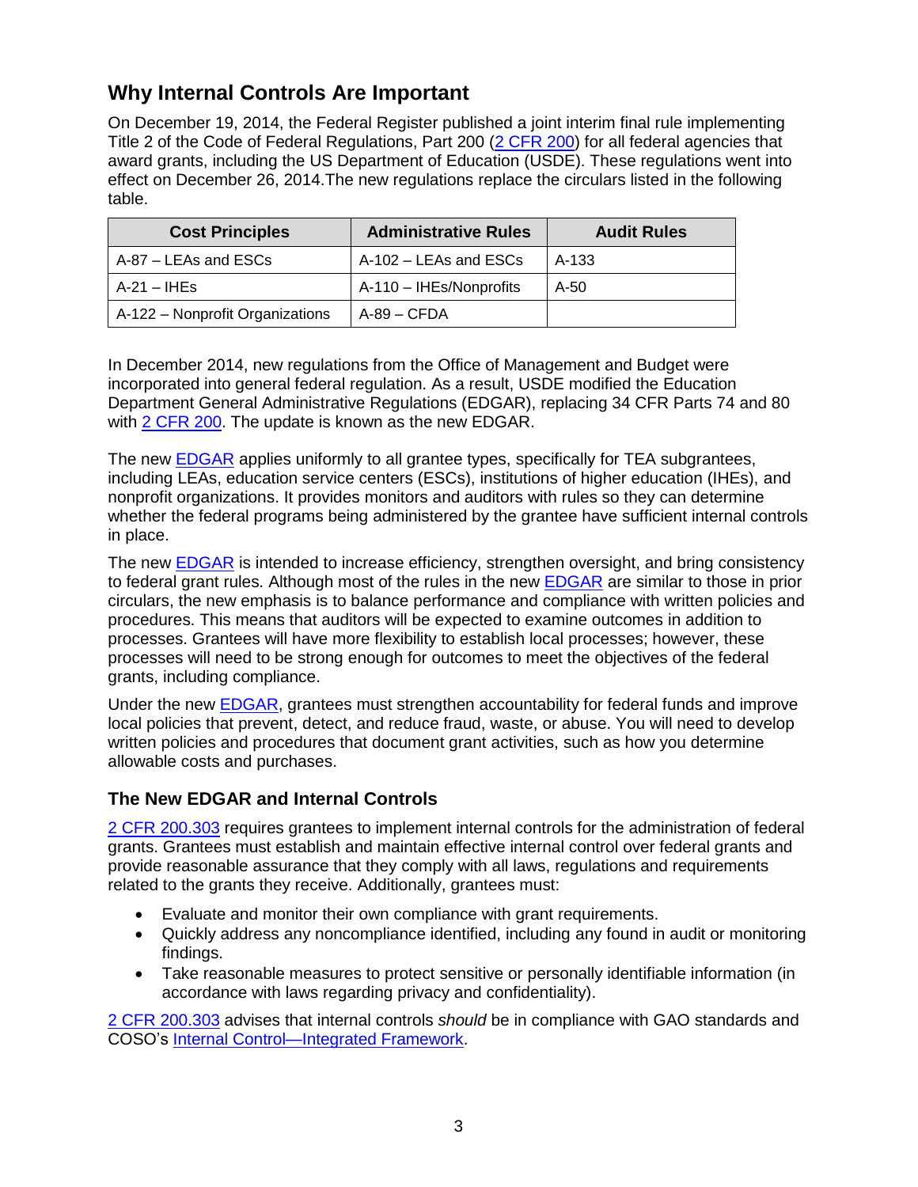## Why Internal Controls Are Important

On December 19, 2014, the Federal Register published a joint interim final rule implementing Title 2 of the Code of Federal Regulations, Part 200 (2 CFR 200) for all federal agencies that award grants, including the US Department of Education (USDE). These regulations went into effect on December 26, 2014.The new regulations replace the circulars listed in the following table.

| Cost Principles | Administrative Rules | Audit Rules |
|---|---|---|
| A-87 – LEAs and ESCs | A-102 – LEAs and ESCs | A-133 |
| A-21 – IHEs | A-110 – IHEs/Nonprofits | A-50 |
| A-122 – Nonprofit Organizations | A-89 – CFDA | |

In December 2014, new regulations from the Office of Management and Budget were incorporated into general federal regulation. As a result, USDE modified the Education Department General Administrative Regulations (EDGAR), replacing 34 CFR Parts 74 and 80 with 2 CFR 200. The update is known as the new EDGAR.

The new EDGAR applies uniformly to all grantee types, specifically for TEA subgrantees, including LEAs, education service centers (ESCs), institutions of higher education (IHEs), and nonprofit organizations. It provides monitors and auditors with rules so they can determine whether the federal programs being administered by the grantee have sufficient internal controls in place.

The new EDGAR is intended to increase efficiency, strengthen oversight, and bring consistency to federal grant rules. Although most of the rules in the new EDGAR are similar to those in prior circulars, the new emphasis is to balance performance and compliance with written policies and procedures. This means that auditors will be expected to examine outcomes in addition to processes. Grantees will have more flexibility to establish local processes; however, these processes will need to be strong enough for outcomes to meet the objectives of the federal grants, including compliance.

Under the new EDGAR, grantees must strengthen accountability for federal funds and improve local policies that prevent, detect, and reduce fraud, waste, or abuse. You will need to develop written policies and procedures that document grant activities, such as how you determine allowable costs and purchases.

### The New EDGAR and Internal Controls

2 CFR 200.303 requires grantees to implement internal controls for the administration of federal grants. Grantees must establish and maintain effective internal control over federal grants and provide reasonable assurance that they comply with all laws, regulations and requirements related to the grants they receive. Additionally, grantees must:

- Evaluate and monitor their own compliance with grant requirements.
- Quickly address any noncompliance identified, including any found in audit or monitoring findings.
- Take reasonable measures to protect sensitive or personally identifiable information (in accordance with laws regarding privacy and confidentiality).

2 CFR 200.303 advises that internal controls *should* be in compliance with GAO standards and COSO's Internal Control—Integrated Framework.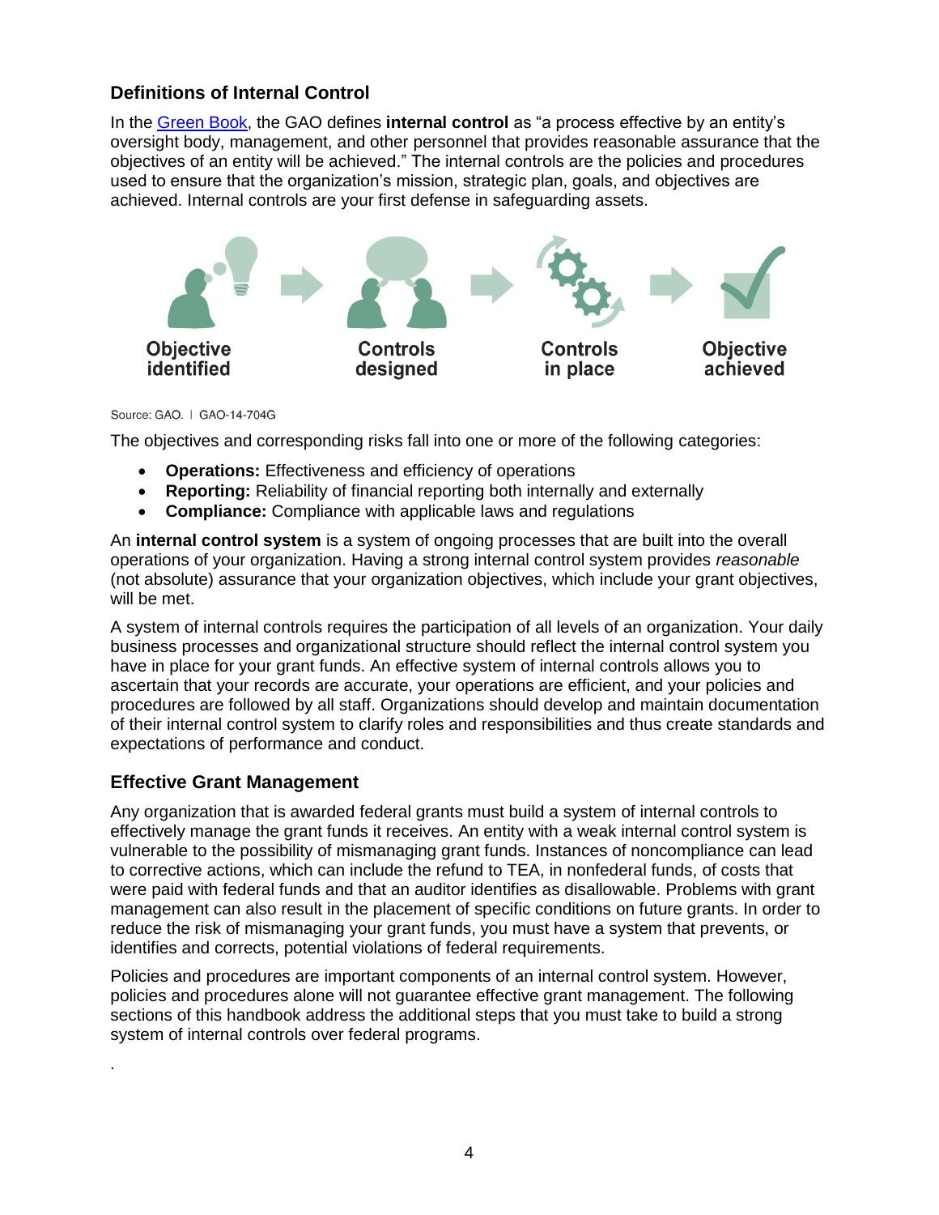## Definitions of Internal Control

In the [Green Book](), the GAO defines **internal control** as “a process effective by an entity’s oversight body, management, and other personnel that provides reasonable assurance that the objectives of an entity will be achieved.” The internal controls are the policies and procedures used to ensure that the organization’s mission, strategic plan, goals, and objectives are achieved. Internal controls are your first defense in safeguarding assets.

Objective identified → Controls designed → Controls in place → Objective achieved

Source: GAO. | GAO-14-704G

The objectives and corresponding risks fall into one or more of the following categories:

- **Operations:** Effectiveness and efficiency of operations
- **Reporting:** Reliability of financial reporting both internally and externally
- **Compliance:** Compliance with applicable laws and regulations

An **internal control system** is a system of ongoing processes that are built into the overall operations of your organization. Having a strong internal control system provides *reasonable* (not absolute) assurance that your organization objectives, which include your grant objectives, will be met.

A system of internal controls requires the participation of all levels of an organization. Your daily business processes and organizational structure should reflect the internal control system you have in place for your grant funds. An effective system of internal controls allows you to ascertain that your records are accurate, your operations are efficient, and your policies and procedures are followed by all staff. Organizations should develop and maintain documentation of their internal control system to clarify roles and responsibilities and thus create standards and expectations of performance and conduct.

## Effective Grant Management

Any organization that is awarded federal grants must build a system of internal controls to effectively manage the grant funds it receives. An entity with a weak internal control system is vulnerable to the possibility of mismanaging grant funds. Instances of noncompliance can lead to corrective actions, which can include the refund to TEA, in nonfederal funds, of costs that were paid with federal funds and that an auditor identifies as disallowable. Problems with grant management can also result in the placement of specific conditions on future grants. In order to reduce the risk of mismanaging your grant funds, you must have a system that prevents, or identifies and corrects, potential violations of federal requirements.

Policies and procedures are important components of an internal control system. However, policies and procedures alone will not guarantee effective grant management. The following sections of this handbook address the additional steps that you must take to build a strong system of internal controls over federal programs.

.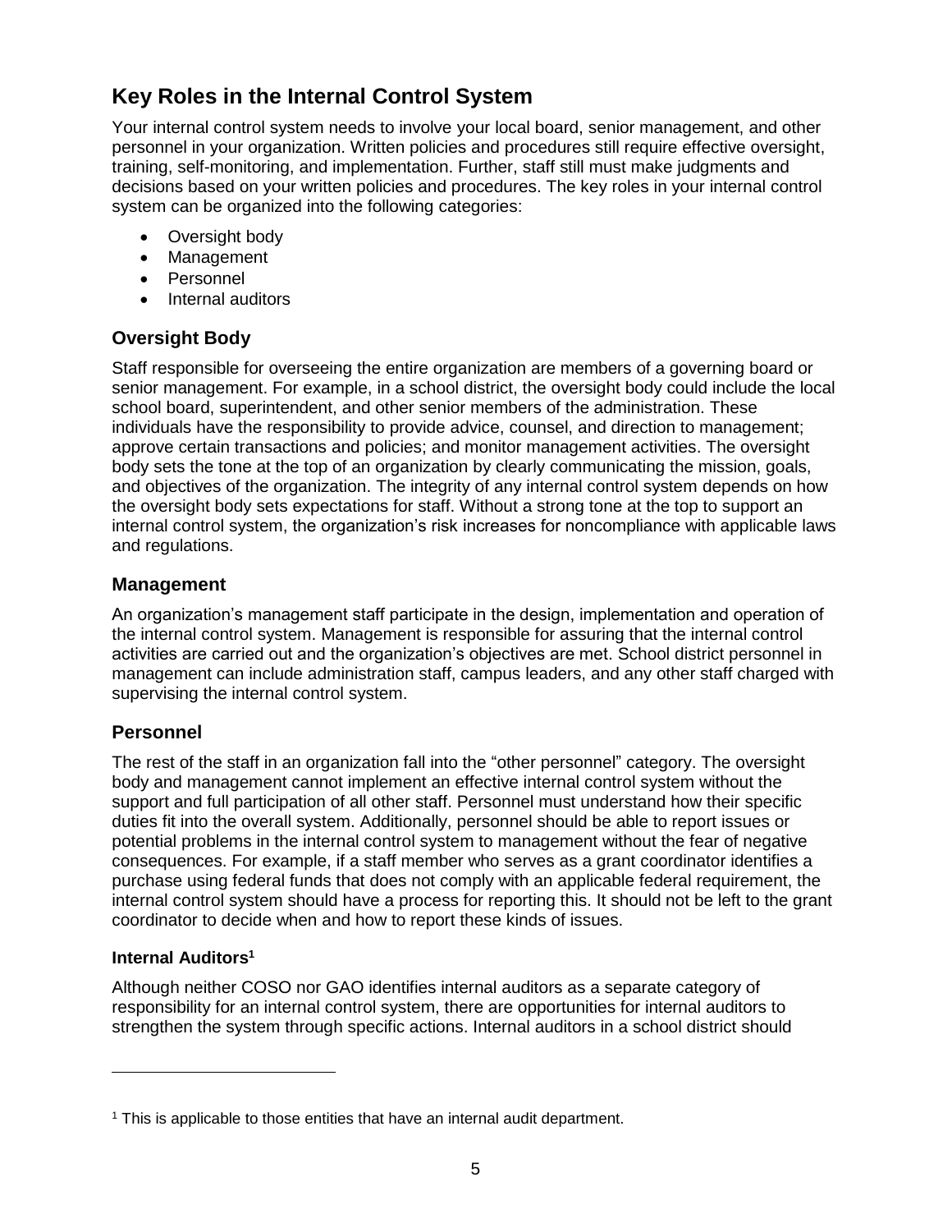## Key Roles in the Internal Control System

Your internal control system needs to involve your local board, senior management, and other personnel in your organization. Written policies and procedures still require effective oversight, training, self-monitoring, and implementation. Further, staff still must make judgments and decisions based on your written policies and procedures. The key roles in your internal control system can be organized into the following categories:

- Oversight body
- Management
- Personnel
- Internal auditors

### Oversight Body

Staff responsible for overseeing the entire organization are members of a governing board or senior management. For example, in a school district, the oversight body could include the local school board, superintendent, and other senior members of the administration. These individuals have the responsibility to provide advice, counsel, and direction to management; approve certain transactions and policies; and monitor management activities. The oversight body sets the tone at the top of an organization by clearly communicating the mission, goals, and objectives of the organization. The integrity of any internal control system depends on how the oversight body sets expectations for staff. Without a strong tone at the top to support an internal control system, the organization's risk increases for noncompliance with applicable laws and regulations.

### Management

An organization's management staff participate in the design, implementation and operation of the internal control system. Management is responsible for assuring that the internal control activities are carried out and the organization's objectives are met. School district personnel in management can include administration staff, campus leaders, and any other staff charged with supervising the internal control system.

### Personnel

The rest of the staff in an organization fall into the "other personnel" category. The oversight body and management cannot implement an effective internal control system without the support and full participation of all other staff. Personnel must understand how their specific duties fit into the overall system. Additionally, personnel should be able to report issues or potential problems in the internal control system to management without the fear of negative consequences. For example, if a staff member who serves as a grant coordinator identifies a purchase using federal funds that does not comply with an applicable federal requirement, the internal control system should have a process for reporting this. It should not be left to the grant coordinator to decide when and how to report these kinds of issues.

#### Internal Auditors[1]

Although neither COSO nor GAO identifies internal auditors as a separate category of responsibility for an internal control system, there are opportunities for internal auditors to strengthen the system through specific actions. Internal auditors in a school district should

[1] This is applicable to those entities that have an internal audit department.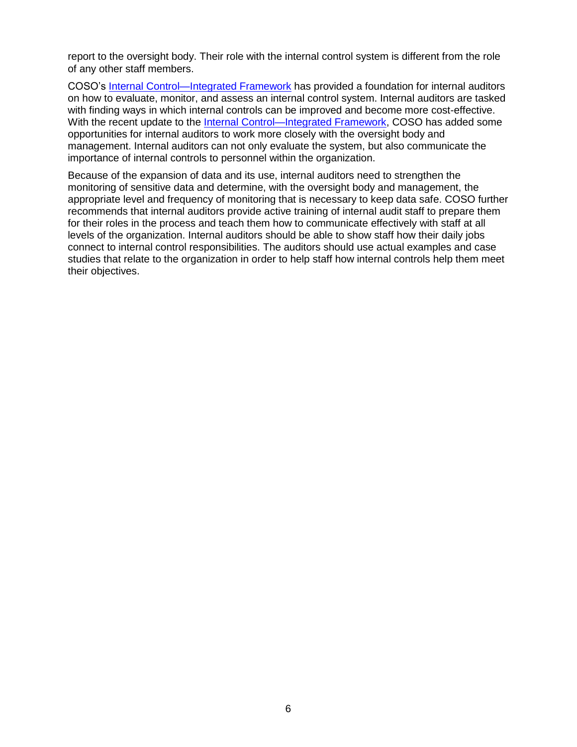report to the oversight body. Their role with the internal control system is different from the role of any other staff members.

COSO's Internal Control—Integrated Framework has provided a foundation for internal auditors on how to evaluate, monitor, and assess an internal control system. Internal auditors are tasked with finding ways in which internal controls can be improved and become more cost-effective. With the recent update to the Internal Control—Integrated Framework, COSO has added some opportunities for internal auditors to work more closely with the oversight body and management. Internal auditors can not only evaluate the system, but also communicate the importance of internal controls to personnel within the organization.

Because of the expansion of data and its use, internal auditors need to strengthen the monitoring of sensitive data and determine, with the oversight body and management, the appropriate level and frequency of monitoring that is necessary to keep data safe. COSO further recommends that internal auditors provide active training of internal audit staff to prepare them for their roles in the process and teach them how to communicate effectively with staff at all levels of the organization. Internal auditors should be able to show staff how their daily jobs connect to internal control responsibilities. The auditors should use actual examples and case studies that relate to the organization in order to help staff how internal controls help them meet their objectives.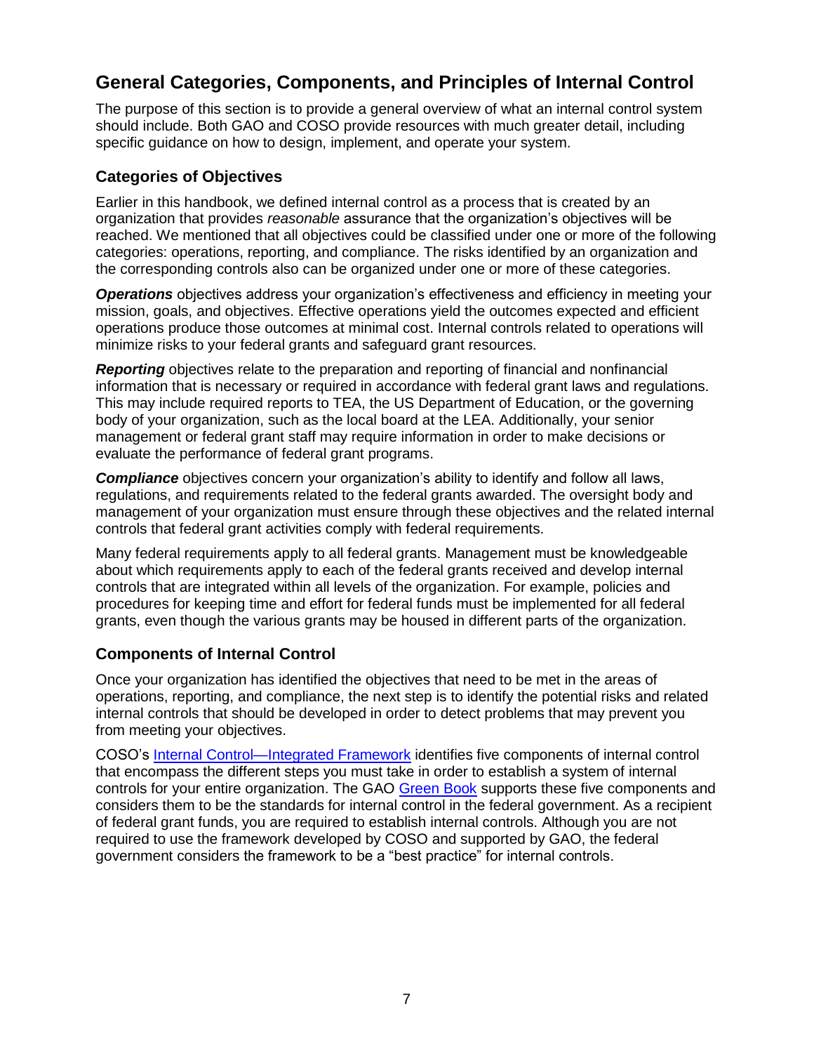## General Categories, Components, and Principles of Internal Control

The purpose of this section is to provide a general overview of what an internal control system should include. Both GAO and COSO provide resources with much greater detail, including specific guidance on how to design, implement, and operate your system.

### Categories of Objectives

Earlier in this handbook, we defined internal control as a process that is created by an organization that provides *reasonable* assurance that the organization's objectives will be reached. We mentioned that all objectives could be classified under one or more of the following categories: operations, reporting, and compliance. The risks identified by an organization and the corresponding controls also can be organized under one or more of these categories.

***Operations*** objectives address your organization's effectiveness and efficiency in meeting your mission, goals, and objectives. Effective operations yield the outcomes expected and efficient operations produce those outcomes at minimal cost. Internal controls related to operations will minimize risks to your federal grants and safeguard grant resources.

***Reporting*** objectives relate to the preparation and reporting of financial and nonfinancial information that is necessary or required in accordance with federal grant laws and regulations. This may include required reports to TEA, the US Department of Education, or the governing body of your organization, such as the local board at the LEA. Additionally, your senior management or federal grant staff may require information in order to make decisions or evaluate the performance of federal grant programs.

***Compliance*** objectives concern your organization's ability to identify and follow all laws, regulations, and requirements related to the federal grants awarded. The oversight body and management of your organization must ensure through these objectives and the related internal controls that federal grant activities comply with federal requirements.

Many federal requirements apply to all federal grants. Management must be knowledgeable about which requirements apply to each of the federal grants received and develop internal controls that are integrated within all levels of the organization. For example, policies and procedures for keeping time and effort for federal funds must be implemented for all federal grants, even though the various grants may be housed in different parts of the organization.

### Components of Internal Control

Once your organization has identified the objectives that need to be met in the areas of operations, reporting, and compliance, the next step is to identify the potential risks and related internal controls that should be developed in order to detect problems that may prevent you from meeting your objectives.

COSO's Internal Control—Integrated Framework identifies five components of internal control that encompass the different steps you must take in order to establish a system of internal controls for your entire organization. The GAO Green Book supports these five components and considers them to be the standards for internal control in the federal government. As a recipient of federal grant funds, you are required to establish internal controls. Although you are not required to use the framework developed by COSO and supported by GAO, the federal government considers the framework to be a "best practice" for internal controls.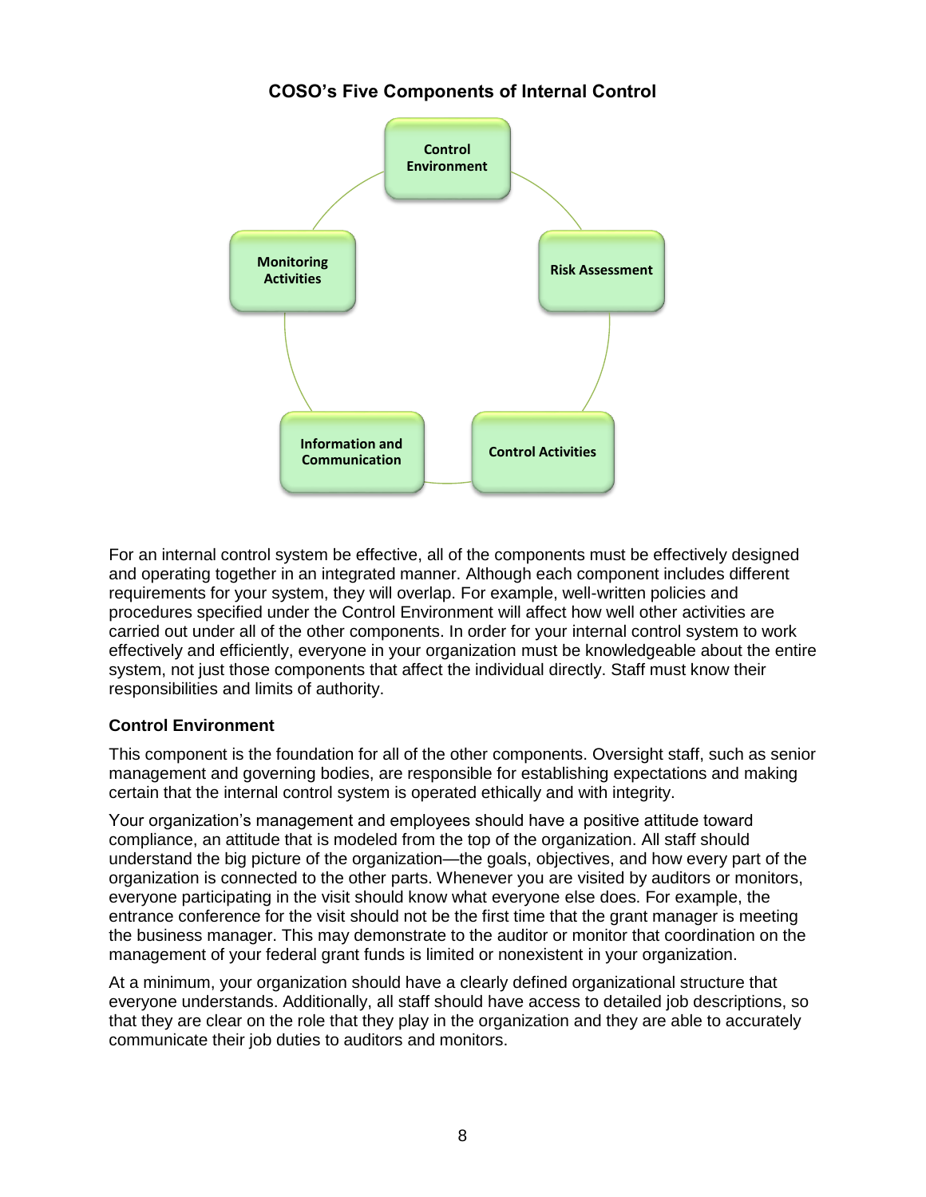**COSO's Five Components of Internal Control**

- Control Environment
- Risk Assessment
- Control Activities
- Information and Communication
- Monitoring Activities

For an internal control system be effective, all of the components must be effectively designed and operating together in an integrated manner. Although each component includes different requirements for your system, they will overlap. For example, well-written policies and procedures specified under the Control Environment will affect how well other activities are carried out under all of the other components. In order for your internal control system to work effectively and efficiently, everyone in your organization must be knowledgeable about the entire system, not just those components that affect the individual directly. Staff must know their responsibilities and limits of authority.

### Control Environment

This component is the foundation for all of the other components. Oversight staff, such as senior management and governing bodies, are responsible for establishing expectations and making certain that the internal control system is operated ethically and with integrity.

Your organization's management and employees should have a positive attitude toward compliance, an attitude that is modeled from the top of the organization. All staff should understand the big picture of the organization—the goals, objectives, and how every part of the organization is connected to the other parts. Whenever you are visited by auditors or monitors, everyone participating in the visit should know what everyone else does. For example, the entrance conference for the visit should not be the first time that the grant manager is meeting the business manager. This may demonstrate to the auditor or monitor that coordination on the management of your federal grant funds is limited or nonexistent in your organization.

At a minimum, your organization should have a clearly defined organizational structure that everyone understands. Additionally, all staff should have access to detailed job descriptions, so that they are clear on the role that they play in the organization and they are able to accurately communicate their job duties to auditors and monitors.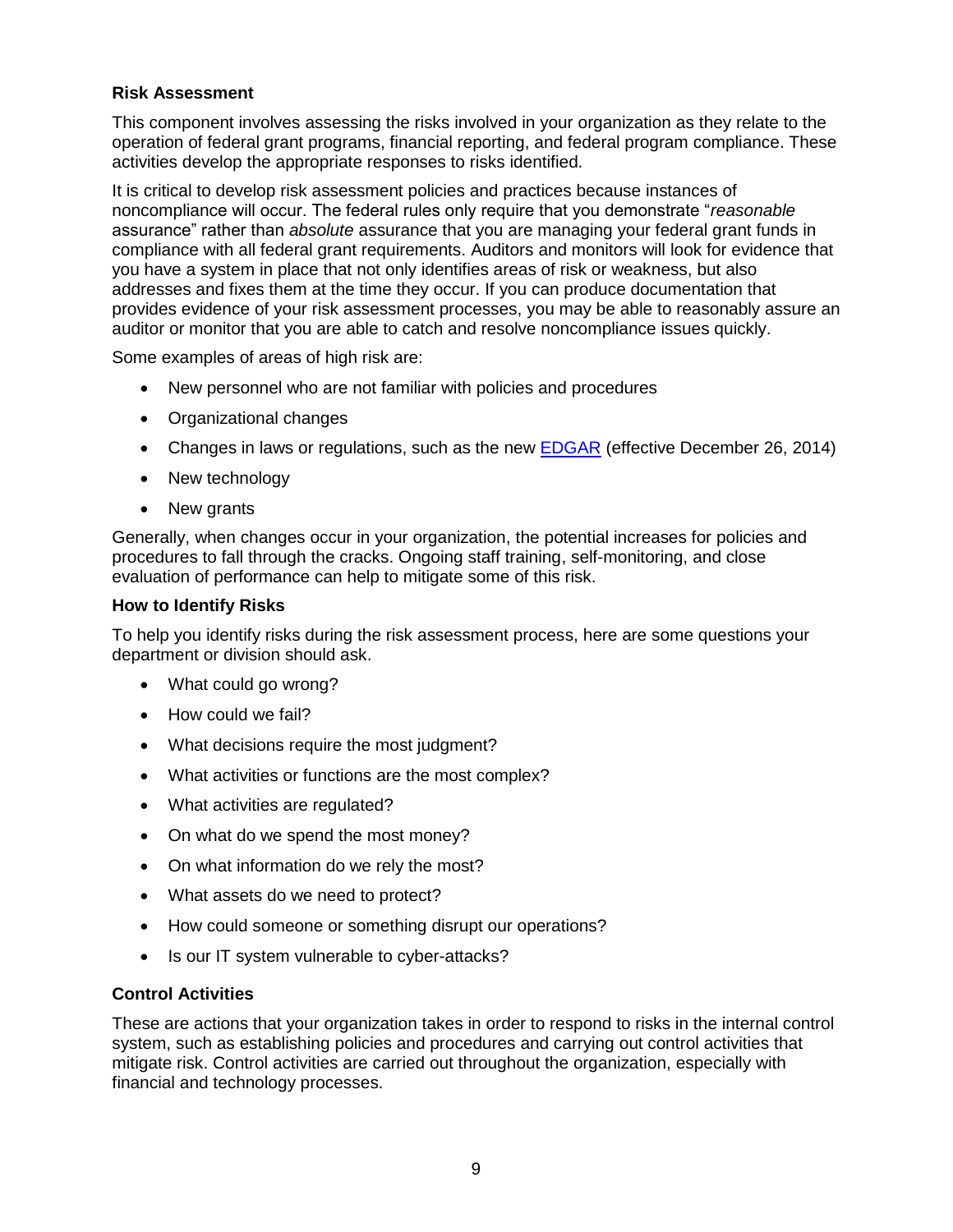**Risk Assessment**

This component involves assessing the risks involved in your organization as they relate to the operation of federal grant programs, financial reporting, and federal program compliance. These activities develop the appropriate responses to risks identified.

It is critical to develop risk assessment policies and practices because instances of noncompliance will occur. The federal rules only require that you demonstrate "*reasonable* assurance" rather than *absolute* assurance that you are managing your federal grant funds in compliance with all federal grant requirements. Auditors and monitors will look for evidence that you have a system in place that not only identifies areas of risk or weakness, but also addresses and fixes them at the time they occur. If you can produce documentation that provides evidence of your risk assessment processes, you may be able to reasonably assure an auditor or monitor that you are able to catch and resolve noncompliance issues quickly.

Some examples of areas of high risk are:

- New personnel who are not familiar with policies and procedures
- Organizational changes
- Changes in laws or regulations, such as the new EDGAR (effective December 26, 2014)
- New technology
- New grants

Generally, when changes occur in your organization, the potential increases for policies and procedures to fall through the cracks. Ongoing staff training, self-monitoring, and close evaluation of performance can help to mitigate some of this risk.

**How to Identify Risks**

To help you identify risks during the risk assessment process, here are some questions your department or division should ask.

- What could go wrong?
- How could we fail?
- What decisions require the most judgment?
- What activities or functions are the most complex?
- What activities are regulated?
- On what do we spend the most money?
- On what information do we rely the most?
- What assets do we need to protect?
- How could someone or something disrupt our operations?
- Is our IT system vulnerable to cyber-attacks?

**Control Activities**

These are actions that your organization takes in order to respond to risks in the internal control system, such as establishing policies and procedures and carrying out control activities that mitigate risk. Control activities are carried out throughout the organization, especially with financial and technology processes.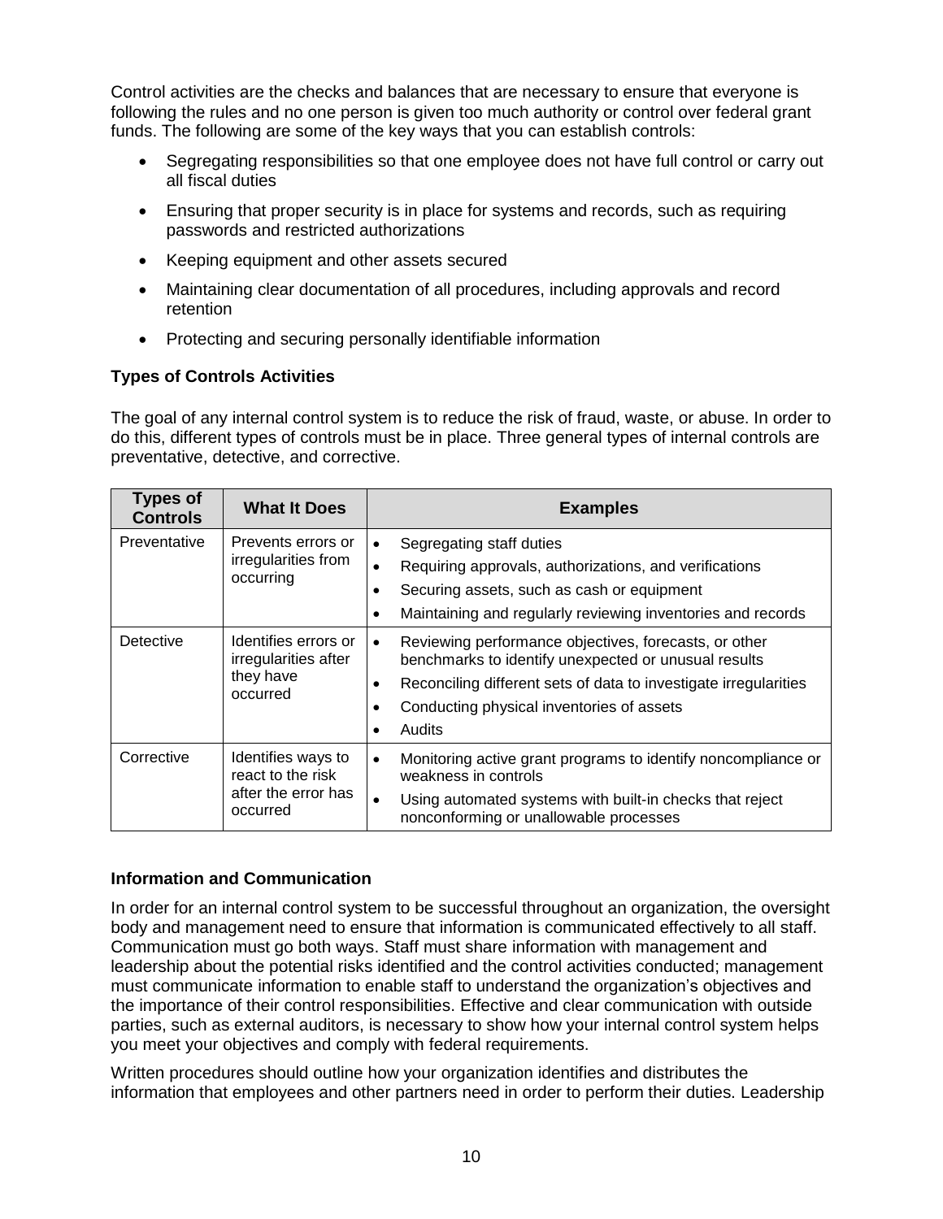Control activities are the checks and balances that are necessary to ensure that everyone is following the rules and no one person is given too much authority or control over federal grant funds. The following are some of the key ways that you can establish controls:

- Segregating responsibilities so that one employee does not have full control or carry out all fiscal duties
- Ensuring that proper security is in place for systems and records, such as requiring passwords and restricted authorizations
- Keeping equipment and other assets secured
- Maintaining clear documentation of all procedures, including approvals and record retention
- Protecting and securing personally identifiable information

**Types of Controls Activities**

The goal of any internal control system is to reduce the risk of fraud, waste, or abuse. In order to do this, different types of controls must be in place. Three general types of internal controls are preventative, detective, and corrective.

| Types of Controls | What It Does | Examples |
|---|---|---|
| Preventative | Prevents errors or irregularities from occurring | • Segregating staff duties<br>• Requiring approvals, authorizations, and verifications<br>• Securing assets, such as cash or equipment<br>• Maintaining and regularly reviewing inventories and records |
| Detective | Identifies errors or irregularities after they have occurred | • Reviewing performance objectives, forecasts, or other benchmarks to identify unexpected or unusual results<br>• Reconciling different sets of data to investigate irregularities<br>• Conducting physical inventories of assets<br>• Audits |
| Corrective | Identifies ways to react to the risk after the error has occurred | • Monitoring active grant programs to identify noncompliance or weakness in controls<br>• Using automated systems with built-in checks that reject nonconforming or unallowable processes |

**Information and Communication**

In order for an internal control system to be successful throughout an organization, the oversight body and management need to ensure that information is communicated effectively to all staff. Communication must go both ways. Staff must share information with management and leadership about the potential risks identified and the control activities conducted; management must communicate information to enable staff to understand the organization's objectives and the importance of their control responsibilities. Effective and clear communication with outside parties, such as external auditors, is necessary to show how your internal control system helps you meet your objectives and comply with federal requirements.

Written procedures should outline how your organization identifies and distributes the information that employees and other partners need in order to perform their duties. Leadership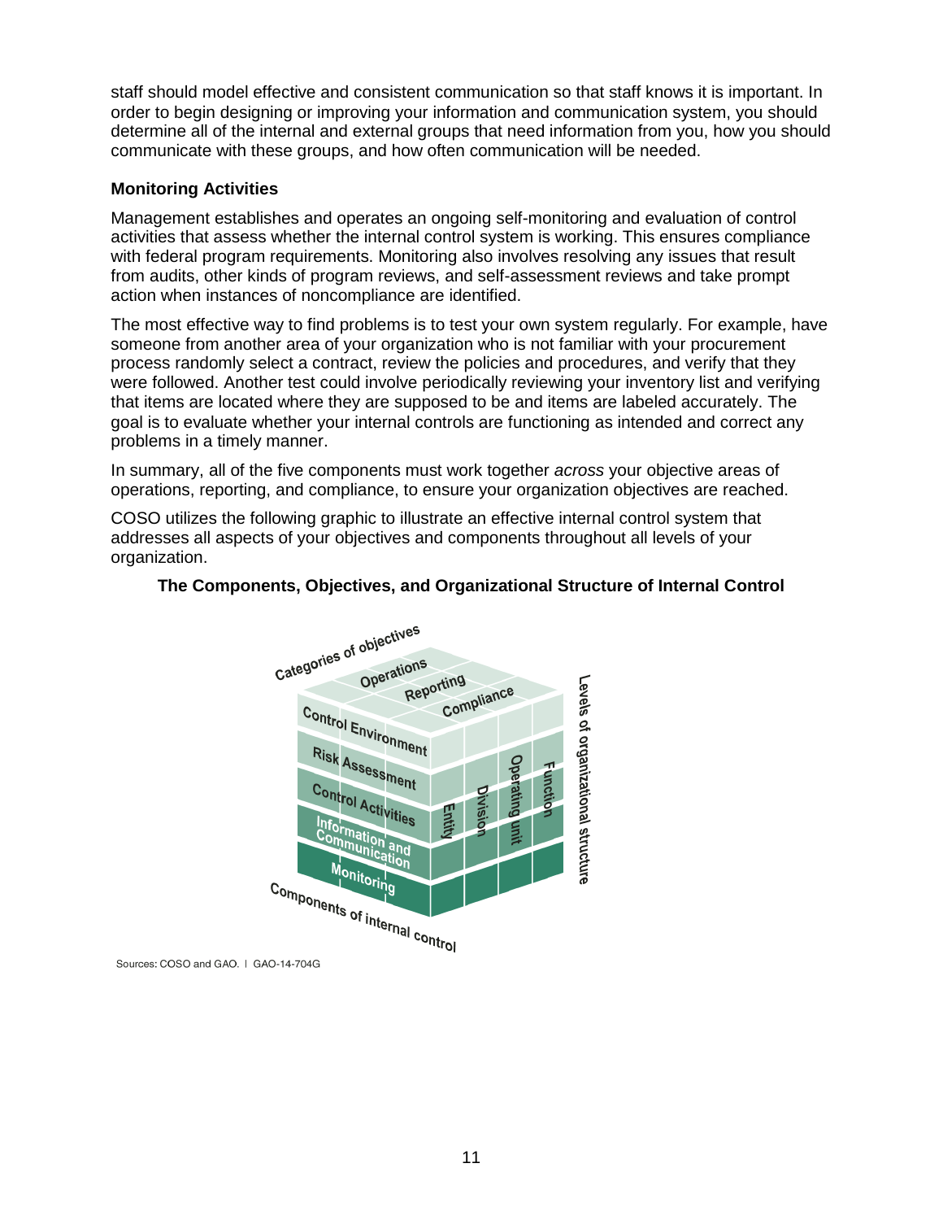staff should model effective and consistent communication so that staff knows it is important. In order to begin designing or improving your information and communication system, you should determine all of the internal and external groups that need information from you, how you should communicate with these groups, and how often communication will be needed.

### Monitoring Activities

Management establishes and operates an ongoing self-monitoring and evaluation of control activities that assess whether the internal control system is working. This ensures compliance with federal program requirements. Monitoring also involves resolving any issues that result from audits, other kinds of program reviews, and self-assessment reviews and take prompt action when instances of noncompliance are identified.

The most effective way to find problems is to test your own system regularly. For example, have someone from another area of your organization who is not familiar with your procurement process randomly select a contract, review the policies and procedures, and verify that they were followed. Another test could involve periodically reviewing your inventory list and verifying that items are located where they are supposed to be and items are labeled accurately. The goal is to evaluate whether your internal controls are functioning as intended and correct any problems in a timely manner.

In summary, all of the five components must work together *across* your objective areas of operations, reporting, and compliance, to ensure your organization objectives are reached.

COSO utilizes the following graphic to illustrate an effective internal control system that addresses all aspects of your objectives and components throughout all levels of your organization.

**The Components, Objectives, and Organizational Structure of Internal Control**

Categories of objectives: Operations, Reporting, Compliance

Components of internal control: Control Environment, Risk Assessment, Control Activities, Information and Communication, Monitoring

Levels of organizational structure: Entity, Division, Operating unit, Function

Sources: COSO and GAO. | GAO-14-704G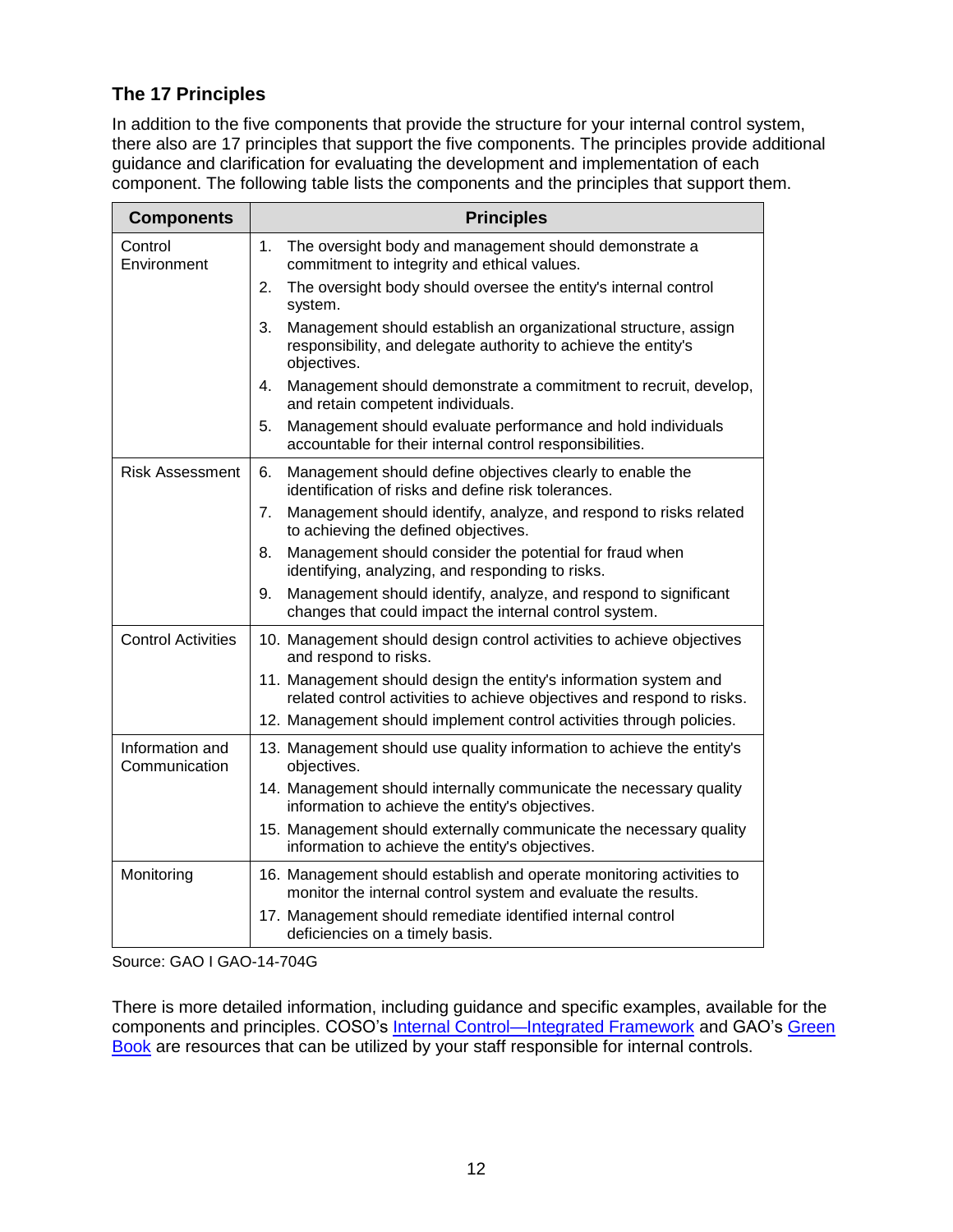## The 17 Principles

In addition to the five components that provide the structure for your internal control system, there also are 17 principles that support the five components. The principles provide additional guidance and clarification for evaluating the development and implementation of each component. The following table lists the components and the principles that support them.

| Components | Principles |
|---|---|
| Control Environment | 1. The oversight body and management should demonstrate a commitment to integrity and ethical values. |
| | 2. The oversight body should oversee the entity's internal control system. |
| | 3. Management should establish an organizational structure, assign responsibility, and delegate authority to achieve the entity's objectives. |
| | 4. Management should demonstrate a commitment to recruit, develop, and retain competent individuals. |
| | 5. Management should evaluate performance and hold individuals accountable for their internal control responsibilities. |
| Risk Assessment | 6. Management should define objectives clearly to enable the identification of risks and define risk tolerances. |
| | 7. Management should identify, analyze, and respond to risks related to achieving the defined objectives. |
| | 8. Management should consider the potential for fraud when identifying, analyzing, and responding to risks. |
| | 9. Management should identify, analyze, and respond to significant changes that could impact the internal control system. |
| Control Activities | 10. Management should design control activities to achieve objectives and respond to risks. |
| | 11. Management should design the entity's information system and related control activities to achieve objectives and respond to risks. |
| | 12. Management should implement control activities through policies. |
| Information and Communication | 13. Management should use quality information to achieve the entity's objectives. |
| | 14. Management should internally communicate the necessary quality information to achieve the entity's objectives. |
| | 15. Management should externally communicate the necessary quality information to achieve the entity's objectives. |
| Monitoring | 16. Management should establish and operate monitoring activities to monitor the internal control system and evaluate the results. |
| | 17. Management should remediate identified internal control deficiencies on a timely basis. |

Source: GAO I GAO-14-704G

There is more detailed information, including guidance and specific examples, available for the components and principles. COSO's Internal Control—Integrated Framework and GAO's Green Book are resources that can be utilized by your staff responsible for internal controls.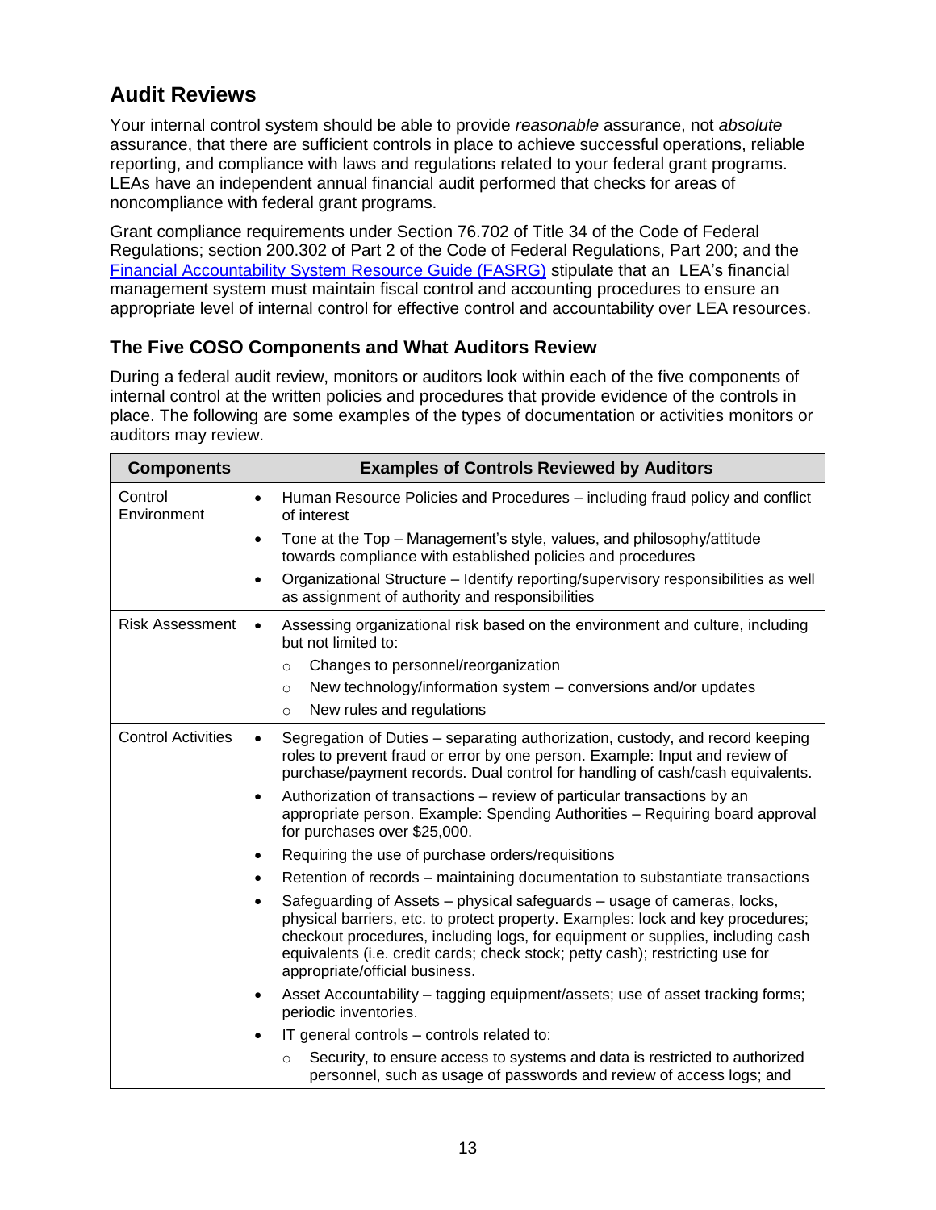## Audit Reviews

Your internal control system should be able to provide *reasonable* assurance, not *absolute* assurance, that there are sufficient controls in place to achieve successful operations, reliable reporting, and compliance with laws and regulations related to your federal grant programs. LEAs have an independent annual financial audit performed that checks for areas of noncompliance with federal grant programs.

Grant compliance requirements under Section 76.702 of Title 34 of the Code of Federal Regulations; section 200.302 of Part 2 of the Code of Federal Regulations, Part 200; and the [Financial Accountability System Resource Guide (FASRG)]() stipulate that an LEA's financial management system must maintain fiscal control and accounting procedures to ensure an appropriate level of internal control for effective control and accountability over LEA resources.

### The Five COSO Components and What Auditors Review

During a federal audit review, monitors or auditors look within each of the five components of internal control at the written policies and procedures that provide evidence of the controls in place. The following are some examples of the types of documentation or activities monitors or auditors may review.

| Components | Examples of Controls Reviewed by Auditors |
|---|---|
| Control Environment | • Human Resource Policies and Procedures – including fraud policy and conflict of interest<br>• Tone at the Top – Management's style, values, and philosophy/attitude towards compliance with established policies and procedures<br>• Organizational Structure – Identify reporting/supervisory responsibilities as well as assignment of authority and responsibilities |
| Risk Assessment | • Assessing organizational risk based on the environment and culture, including but not limited to:<br>  ○ Changes to personnel/reorganization<br>  ○ New technology/information system – conversions and/or updates<br>  ○ New rules and regulations |
| Control Activities | • Segregation of Duties – separating authorization, custody, and record keeping roles to prevent fraud or error by one person. Example: Input and review of purchase/payment records. Dual control for handling of cash/cash equivalents.<br>• Authorization of transactions – review of particular transactions by an appropriate person. Example: Spending Authorities – Requiring board approval for purchases over $25,000.<br>• Requiring the use of purchase orders/requisitions<br>• Retention of records – maintaining documentation to substantiate transactions<br>• Safeguarding of Assets – physical safeguards – usage of cameras, locks, physical barriers, etc. to protect property. Examples: lock and key procedures; checkout procedures, including logs, for equipment or supplies, including cash equivalents (i.e. credit cards; check stock; petty cash); restricting use for appropriate/official business.<br>• Asset Accountability – tagging equipment/assets; use of asset tracking forms; periodic inventories.<br>• IT general controls – controls related to:<br>  ○ Security, to ensure access to systems and data is restricted to authorized personnel, such as usage of passwords and review of access logs; and |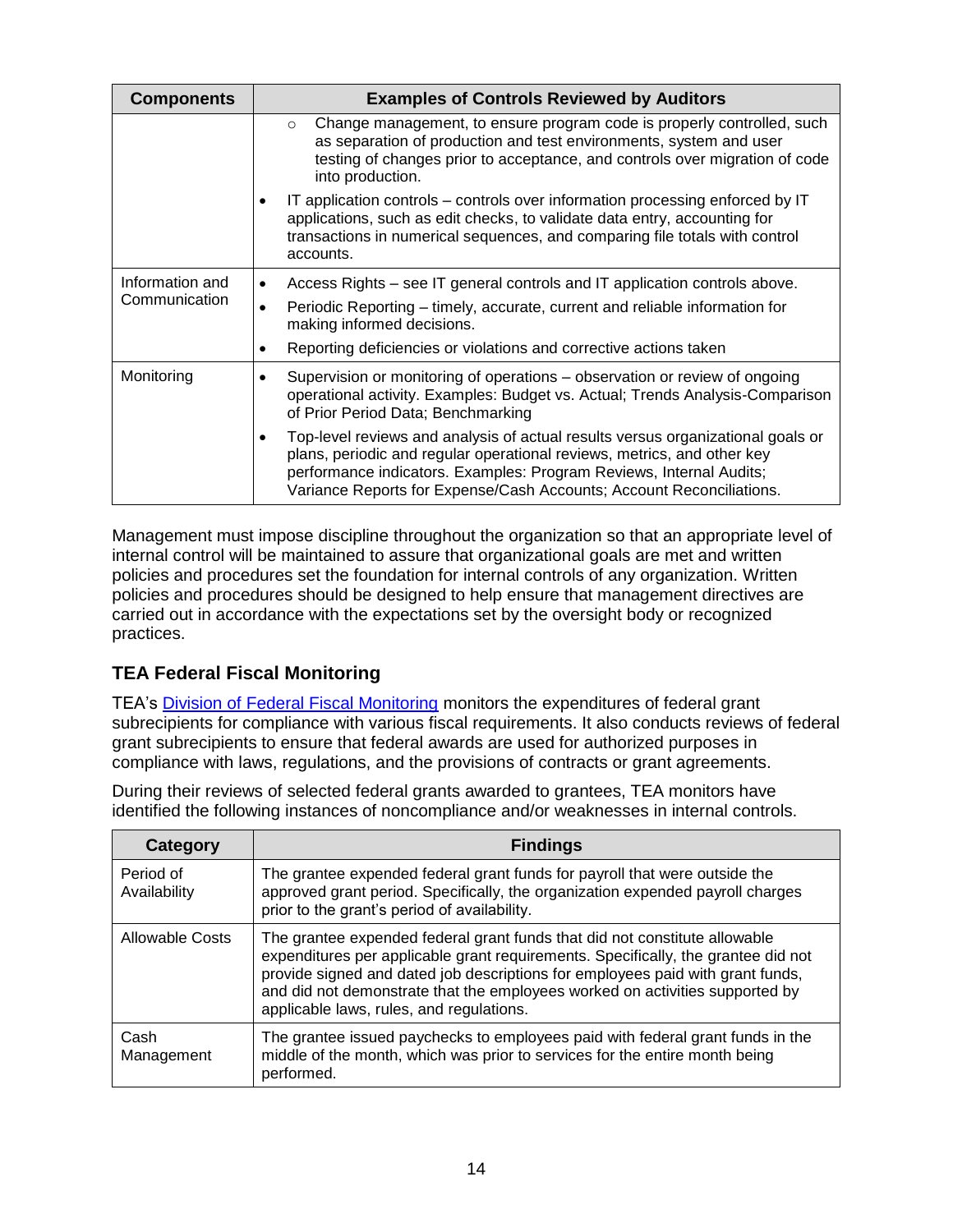| Components | Examples of Controls Reviewed by Auditors |
|---|---|
| | ◦ Change management, to ensure program code is properly controlled, such as separation of production and test environments, system and user testing of changes prior to acceptance, and controls over migration of code into production.<br>• IT application controls – controls over information processing enforced by IT applications, such as edit checks, to validate data entry, accounting for transactions in numerical sequences, and comparing file totals with control accounts. |
| Information and Communication | • Access Rights – see IT general controls and IT application controls above.<br>• Periodic Reporting – timely, accurate, current and reliable information for making informed decisions.<br>• Reporting deficiencies or violations and corrective actions taken |
| Monitoring | • Supervision or monitoring of operations – observation or review of ongoing operational activity. Examples: Budget vs. Actual; Trends Analysis-Comparison of Prior Period Data; Benchmarking<br>• Top-level reviews and analysis of actual results versus organizational goals or plans, periodic and regular operational reviews, metrics, and other key performance indicators. Examples: Program Reviews, Internal Audits; Variance Reports for Expense/Cash Accounts; Account Reconciliations. |

Management must impose discipline throughout the organization so that an appropriate level of internal control will be maintained to assure that organizational goals are met and written policies and procedures set the foundation for internal controls of any organization. Written policies and procedures should be designed to help ensure that management directives are carried out in accordance with the expectations set by the oversight body or recognized practices.

## TEA Federal Fiscal Monitoring

TEA's Division of Federal Fiscal Monitoring monitors the expenditures of federal grant subrecipients for compliance with various fiscal requirements. It also conducts reviews of federal grant subrecipients to ensure that federal awards are used for authorized purposes in compliance with laws, regulations, and the provisions of contracts or grant agreements.

During their reviews of selected federal grants awarded to grantees, TEA monitors have identified the following instances of noncompliance and/or weaknesses in internal controls.

| Category | Findings |
|---|---|
| Period of Availability | The grantee expended federal grant funds for payroll that were outside the approved grant period. Specifically, the organization expended payroll charges prior to the grant's period of availability. |
| Allowable Costs | The grantee expended federal grant funds that did not constitute allowable expenditures per applicable grant requirements. Specifically, the grantee did not provide signed and dated job descriptions for employees paid with grant funds, and did not demonstrate that the employees worked on activities supported by applicable laws, rules, and regulations. |
| Cash Management | The grantee issued paychecks to employees paid with federal grant funds in the middle of the month, which was prior to services for the entire month being performed. |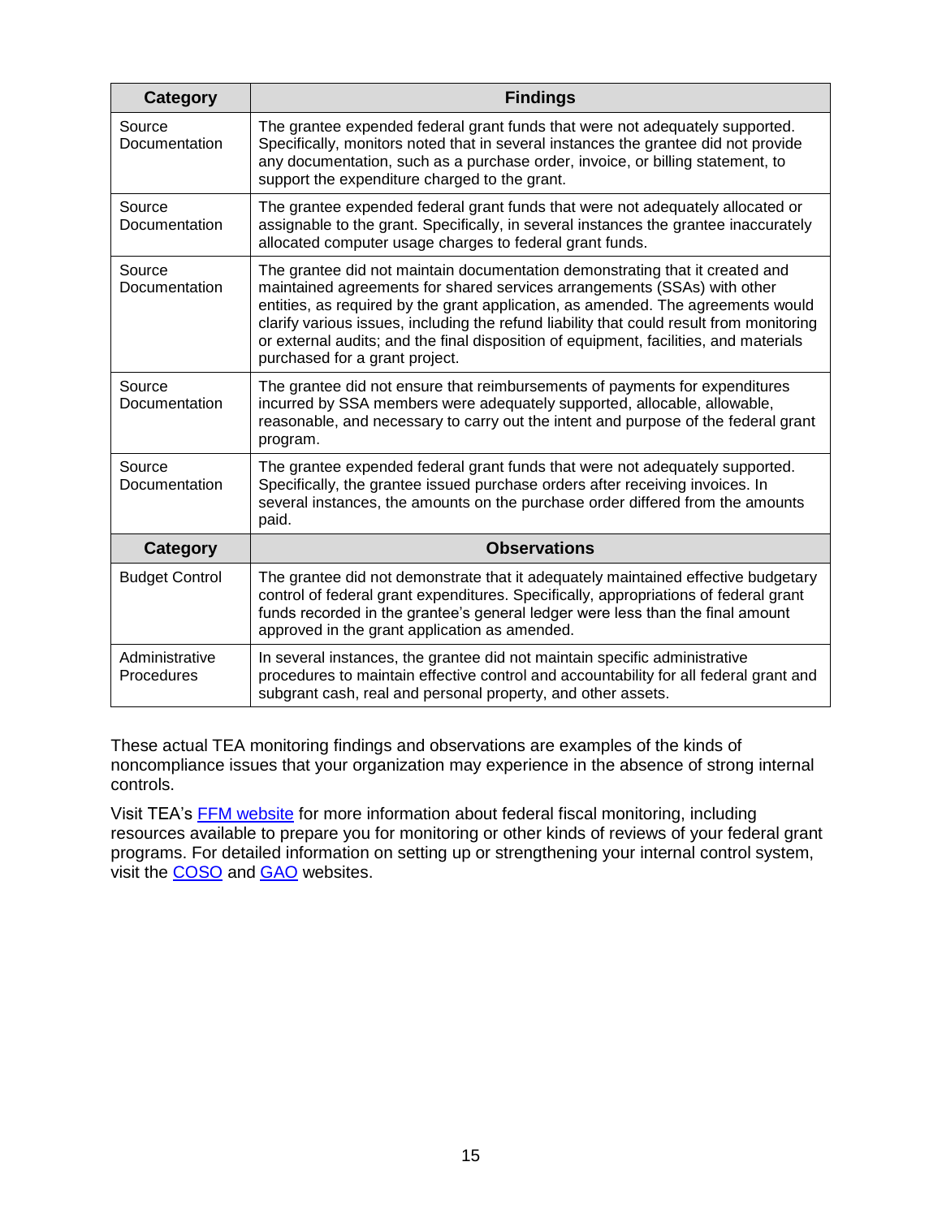| Category | Findings |
|---|---|
| Source Documentation | The grantee expended federal grant funds that were not adequately supported. Specifically, monitors noted that in several instances the grantee did not provide any documentation, such as a purchase order, invoice, or billing statement, to support the expenditure charged to the grant. |
| Source Documentation | The grantee expended federal grant funds that were not adequately allocated or assignable to the grant. Specifically, in several instances the grantee inaccurately allocated computer usage charges to federal grant funds. |
| Source Documentation | The grantee did not maintain documentation demonstrating that it created and maintained agreements for shared services arrangements (SSAs) with other entities, as required by the grant application, as amended. The agreements would clarify various issues, including the refund liability that could result from monitoring or external audits; and the final disposition of equipment, facilities, and materials purchased for a grant project. |
| Source Documentation | The grantee did not ensure that reimbursements of payments for expenditures incurred by SSA members were adequately supported, allocable, allowable, reasonable, and necessary to carry out the intent and purpose of the federal grant program. |
| Source Documentation | The grantee expended federal grant funds that were not adequately supported. Specifically, the grantee issued purchase orders after receiving invoices. In several instances, the amounts on the purchase order differed from the amounts paid. |
| **Category** | **Observations** |
| Budget Control | The grantee did not demonstrate that it adequately maintained effective budgetary control of federal grant expenditures. Specifically, appropriations of federal grant funds recorded in the grantee's general ledger were less than the final amount approved in the grant application as amended. |
| Administrative Procedures | In several instances, the grantee did not maintain specific administrative procedures to maintain effective control and accountability for all federal grant and subgrant cash, real and personal property, and other assets. |

These actual TEA monitoring findings and observations are examples of the kinds of noncompliance issues that your organization may experience in the absence of strong internal controls.

Visit TEA's [FFM website] for more information about federal fiscal monitoring, including resources available to prepare you for monitoring or other kinds of reviews of your federal grant programs. For detailed information on setting up or strengthening your internal control system, visit the [COSO] and [GAO] websites.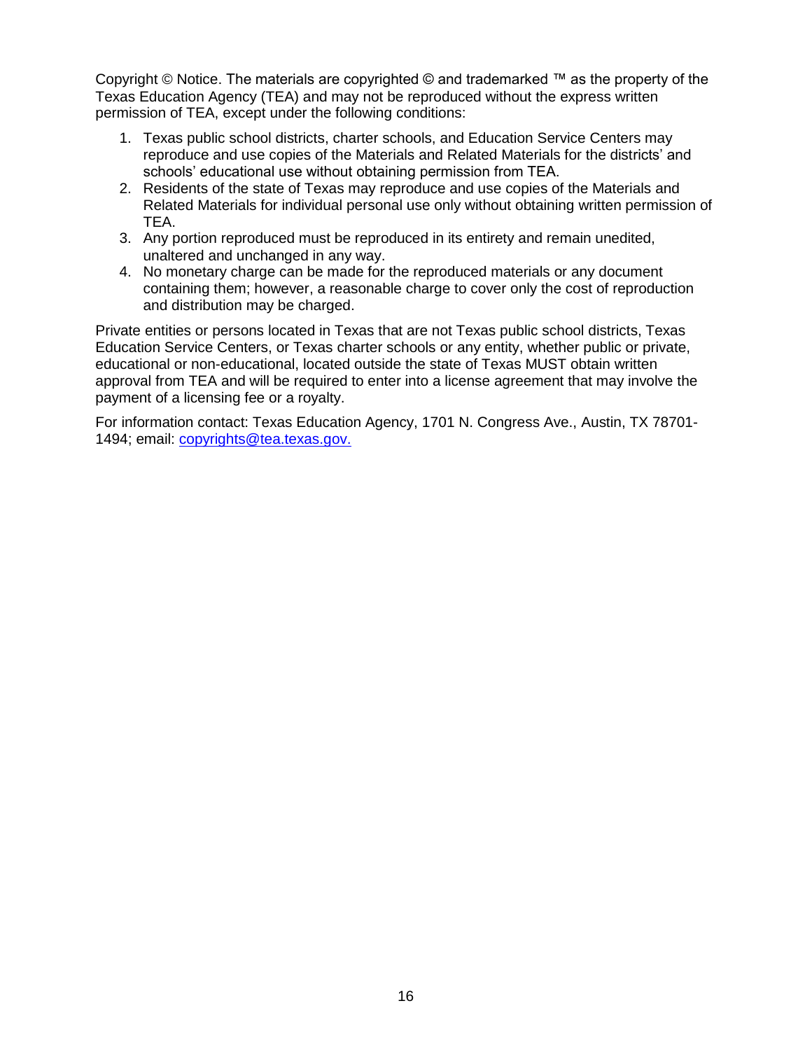Copyright © Notice. The materials are copyrighted © and trademarked ™ as the property of the Texas Education Agency (TEA) and may not be reproduced without the express written permission of TEA, except under the following conditions:

1. Texas public school districts, charter schools, and Education Service Centers may reproduce and use copies of the Materials and Related Materials for the districts' and schools' educational use without obtaining permission from TEA.
2. Residents of the state of Texas may reproduce and use copies of the Materials and Related Materials for individual personal use only without obtaining written permission of TEA.
3. Any portion reproduced must be reproduced in its entirety and remain unedited, unaltered and unchanged in any way.
4. No monetary charge can be made for the reproduced materials or any document containing them; however, a reasonable charge to cover only the cost of reproduction and distribution may be charged.

Private entities or persons located in Texas that are not Texas public school districts, Texas Education Service Centers, or Texas charter schools or any entity, whether public or private, educational or non-educational, located outside the state of Texas MUST obtain written approval from TEA and will be required to enter into a license agreement that may involve the payment of a licensing fee or a royalty.

For information contact: Texas Education Agency, 1701 N. Congress Ave., Austin, TX 78701-1494; email: copyrights@tea.texas.gov.